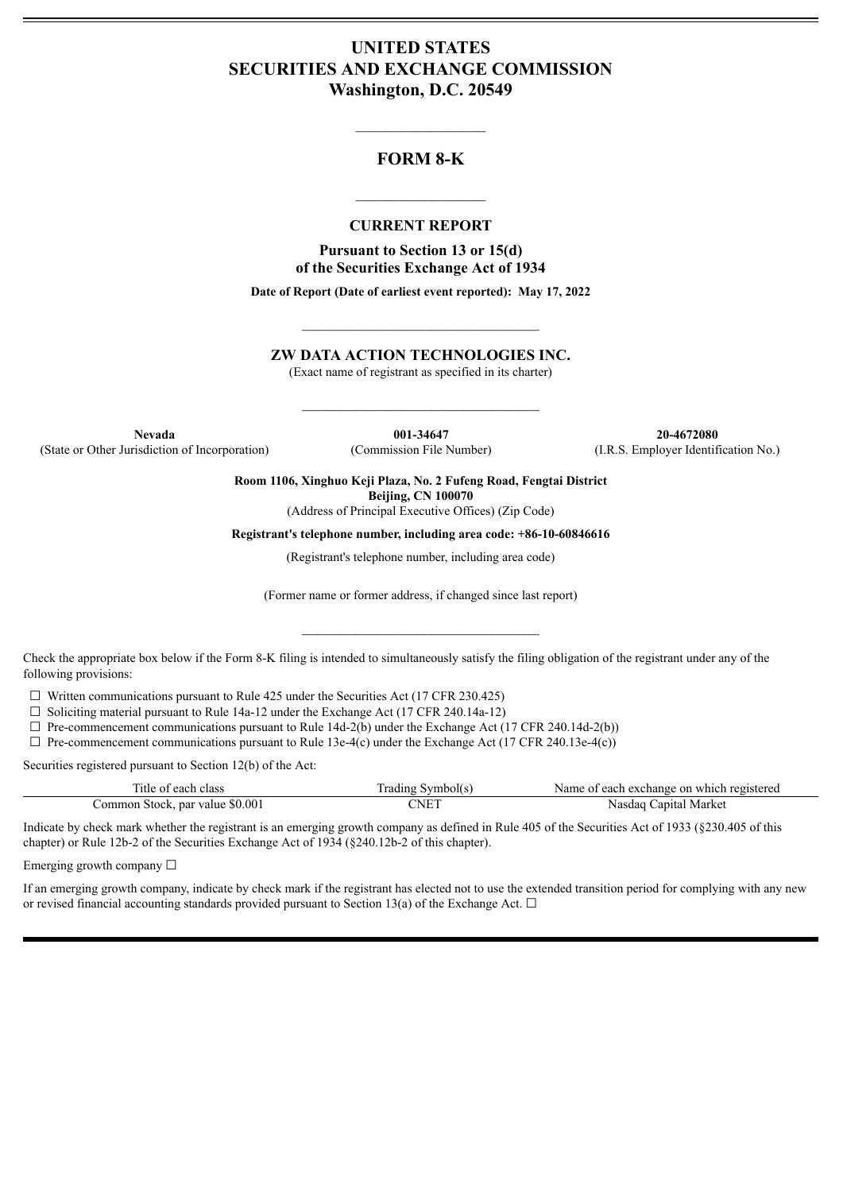# UNITED STATES
# SECURITIES AND EXCHANGE COMMISSION
**Washington, D.C. 20549**

---

## FORM 8-K

---

### CURRENT REPORT

**Pursuant to Section 13 or 15(d)**
**of the Securities Exchange Act of 1934**

**Date of Report (Date of earliest event reported): May 17, 2022**

---

## ZW DATA ACTION TECHNOLOGIES INC.

(Exact name of registrant as specified in its charter)

---

| **Nevada** | **001-34647** | **20-4672080** |
|---|---|---|
| (State or Other Jurisdiction of Incorporation) | (Commission File Number) | (I.R.S. Employer Identification No.) |

**Room 1106, Xinghuo Keji Plaza, No. 2 Fufeng Road, Fengtai District**
**Beijing, CN 100070**
(Address of Principal Executive Offices) (Zip Code)

**Registrant's telephone number, including area code: +86-10-60846616**

(Registrant's telephone number, including area code)

(Former name or former address, if changed since last report)

---

Check the appropriate box below if the Form 8-K filing is intended to simultaneously satisfy the filing obligation of the registrant under any of the following provisions:

☐ Written communications pursuant to Rule 425 under the Securities Act (17 CFR 230.425)
☐ Soliciting material pursuant to Rule 14a-12 under the Exchange Act (17 CFR 240.14a-12)
☐ Pre-commencement communications pursuant to Rule 14d-2(b) under the Exchange Act (17 CFR 240.14d-2(b))
☐ Pre-commencement communications pursuant to Rule 13e-4(c) under the Exchange Act (17 CFR 240.13e-4(c))

Securities registered pursuant to Section 12(b) of the Act:

| Title of each class | Trading Symbol(s) | Name of each exchange on which registered |
|---|---|---|
| Common Stock, par value $0.001 | CNET | Nasdaq Capital Market |

Indicate by check mark whether the registrant is an emerging growth company as defined in Rule 405 of the Securities Act of 1933 (§230.405 of this chapter) or Rule 12b-2 of the Securities Exchange Act of 1934 (§240.12b-2 of this chapter).

Emerging growth company ☐

If an emerging growth company, indicate by check mark if the registrant has elected not to use the extended transition period for complying with any new or revised financial accounting standards provided pursuant to Section 13(a) of the Exchange Act. ☐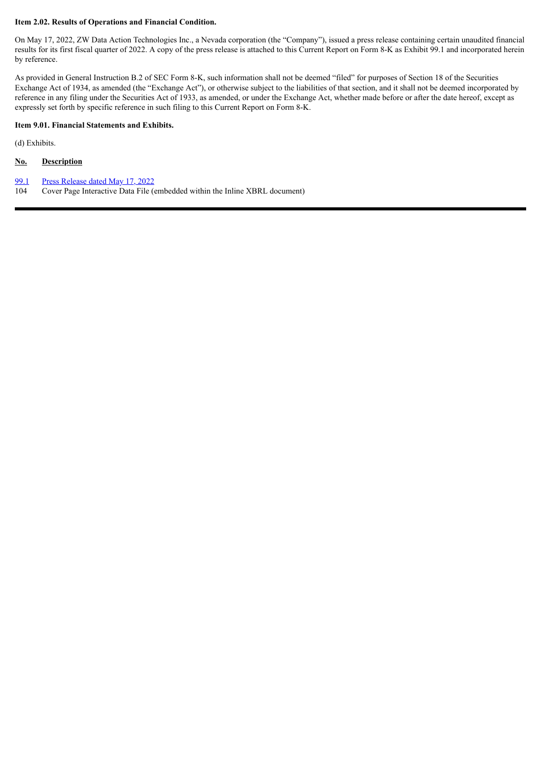**Item 2.02. Results of Operations and Financial Condition.**

On May 17, 2022, ZW Data Action Technologies Inc., a Nevada corporation (the "Company"), issued a press release containing certain unaudited financial results for its first fiscal quarter of 2022. A copy of the press release is attached to this Current Report on Form 8-K as Exhibit 99.1 and incorporated herein by reference.

As provided in General Instruction B.2 of SEC Form 8-K, such information shall not be deemed "filed" for purposes of Section 18 of the Securities Exchange Act of 1934, as amended (the "Exchange Act"), or otherwise subject to the liabilities of that section, and it shall not be deemed incorporated by reference in any filing under the Securities Act of 1933, as amended, or under the Exchange Act, whether made before or after the date hereof, except as expressly set forth by specific reference in such filing to this Current Report on Form 8-K.

**Item 9.01. Financial Statements and Exhibits.**

(d) Exhibits.

| No. | Description |
| --- | --- |
| 99.1 | Press Release dated May 17, 2022 |
| 104 | Cover Page Interactive Data File (embedded within the Inline XBRL document) |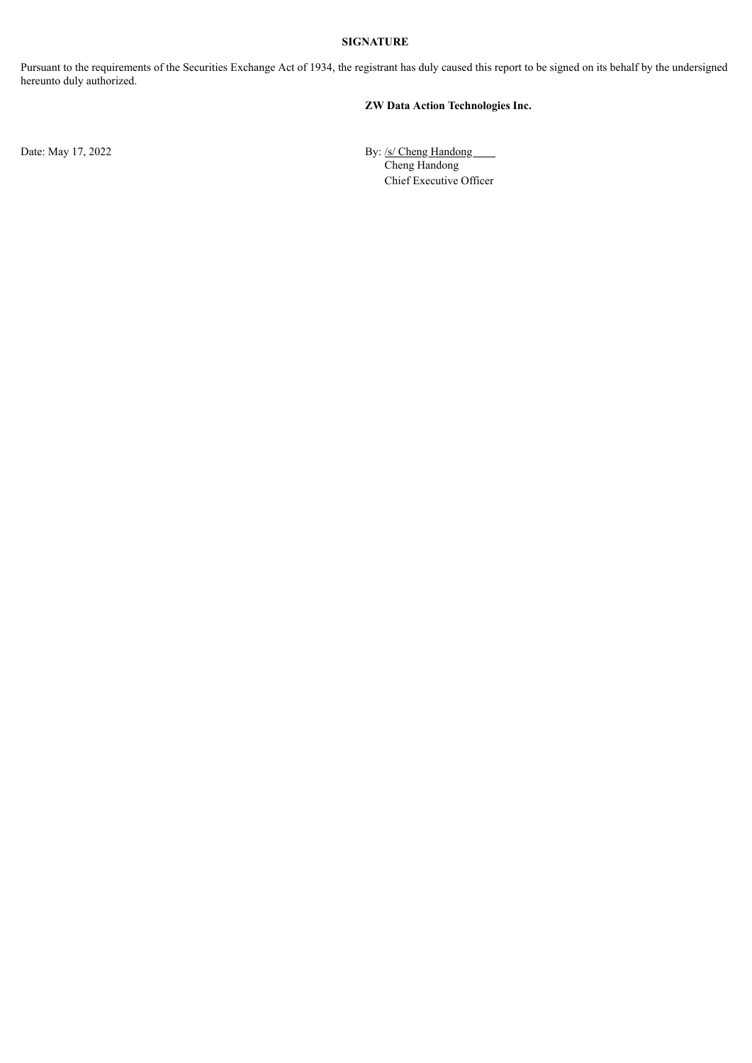**SIGNATURE**

Pursuant to the requirements of the Securities Exchange Act of 1934, the registrant has duly caused this report to be signed on its behalf by the undersigned hereunto duly authorized.

**ZW Data Action Technologies Inc.**

Date: May 17, 2022

By: /s/ Cheng Handong
Cheng Handong
Chief Executive Officer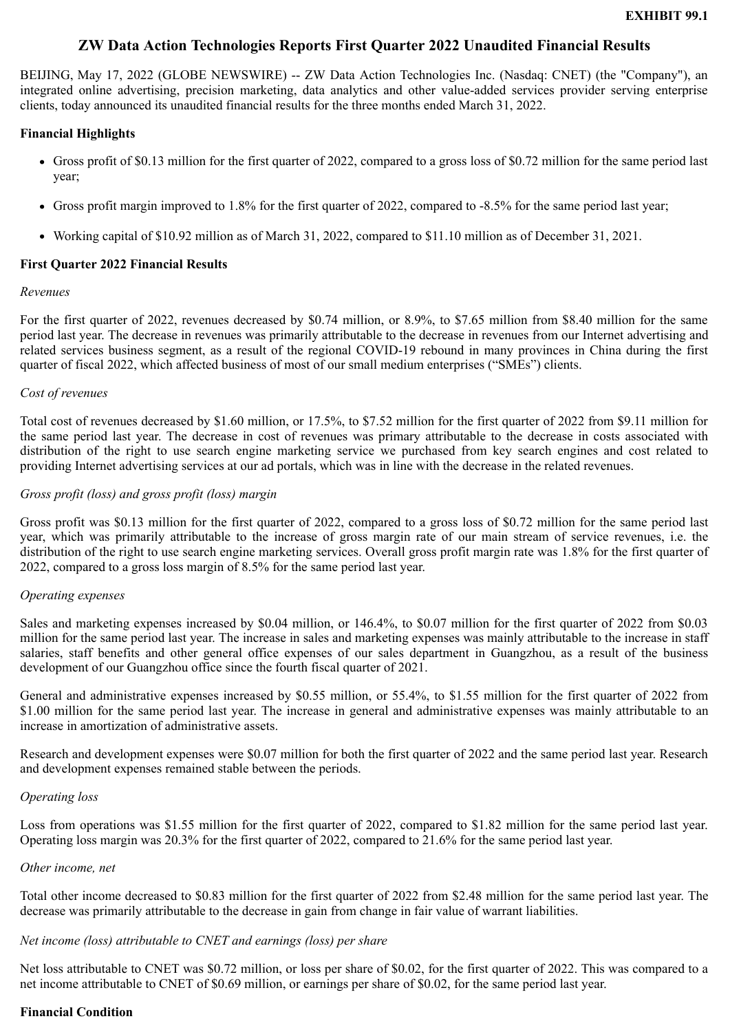**EXHIBIT 99.1**

# ZW Data Action Technologies Reports First Quarter 2022 Unaudited Financial Results

BEIJING, May 17, 2022 (GLOBE NEWSWIRE) -- ZW Data Action Technologies Inc. (Nasdaq: CNET) (the "Company"), an integrated online advertising, precision marketing, data analytics and other value-added services provider serving enterprise clients, today announced its unaudited financial results for the three months ended March 31, 2022.

**Financial Highlights**

- Gross profit of $0.13 million for the first quarter of 2022, compared to a gross loss of $0.72 million for the same period last year;
- Gross profit margin improved to 1.8% for the first quarter of 2022, compared to -8.5% for the same period last year;
- Working capital of $10.92 million as of March 31, 2022, compared to $11.10 million as of December 31, 2021.

**First Quarter 2022 Financial Results**

*Revenues*

For the first quarter of 2022, revenues decreased by $0.74 million, or 8.9%, to $7.65 million from $8.40 million for the same period last year. The decrease in revenues was primarily attributable to the decrease in revenues from our Internet advertising and related services business segment, as a result of the regional COVID-19 rebound in many provinces in China during the first quarter of fiscal 2022, which affected business of most of our small medium enterprises ("SMEs") clients.

*Cost of revenues*

Total cost of revenues decreased by $1.60 million, or 17.5%, to $7.52 million for the first quarter of 2022 from $9.11 million for the same period last year. The decrease in cost of revenues was primary attributable to the decrease in costs associated with distribution of the right to use search engine marketing service we purchased from key search engines and cost related to providing Internet advertising services at our ad portals, which was in line with the decrease in the related revenues.

*Gross profit (loss) and gross profit (loss) margin*

Gross profit was $0.13 million for the first quarter of 2022, compared to a gross loss of $0.72 million for the same period last year, which was primarily attributable to the increase of gross margin rate of our main stream of service revenues, i.e. the distribution of the right to use search engine marketing services. Overall gross profit margin rate was 1.8% for the first quarter of 2022, compared to a gross loss margin of 8.5% for the same period last year.

*Operating expenses*

Sales and marketing expenses increased by $0.04 million, or 146.4%, to $0.07 million for the first quarter of 2022 from $0.03 million for the same period last year. The increase in sales and marketing expenses was mainly attributable to the increase in staff salaries, staff benefits and other general office expenses of our sales department in Guangzhou, as a result of the business development of our Guangzhou office since the fourth fiscal quarter of 2021.

General and administrative expenses increased by $0.55 million, or 55.4%, to $1.55 million for the first quarter of 2022 from $1.00 million for the same period last year. The increase in general and administrative expenses was mainly attributable to an increase in amortization of administrative assets.

Research and development expenses were $0.07 million for both the first quarter of 2022 and the same period last year. Research and development expenses remained stable between the periods.

*Operating loss*

Loss from operations was $1.55 million for the first quarter of 2022, compared to $1.82 million for the same period last year. Operating loss margin was 20.3% for the first quarter of 2022, compared to 21.6% for the same period last year.

*Other income, net*

Total other income decreased to $0.83 million for the first quarter of 2022 from $2.48 million for the same period last year. The decrease was primarily attributable to the decrease in gain from change in fair value of warrant liabilities.

*Net income (loss) attributable to CNET and earnings (loss) per share*

Net loss attributable to CNET was $0.72 million, or loss per share of $0.02, for the first quarter of 2022. This was compared to a net income attributable to CNET of $0.69 million, or earnings per share of $0.02, for the same period last year.

**Financial Condition**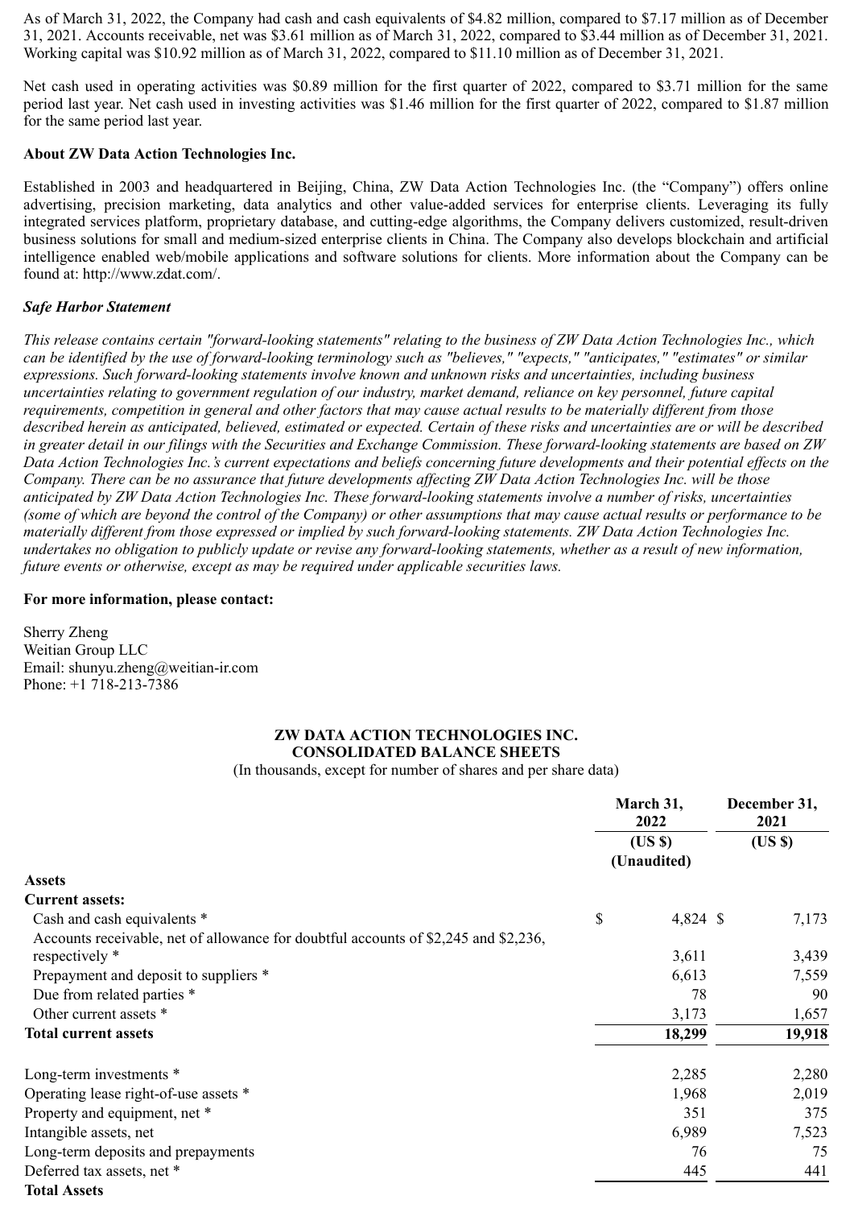As of March 31, 2022, the Company had cash and cash equivalents of $4.82 million, compared to $7.17 million as of December 31, 2021. Accounts receivable, net was $3.61 million as of March 31, 2022, compared to $3.44 million as of December 31, 2021. Working capital was $10.92 million as of March 31, 2022, compared to $11.10 million as of December 31, 2021.

Net cash used in operating activities was $0.89 million for the first quarter of 2022, compared to $3.71 million for the same period last year. Net cash used in investing activities was $1.46 million for the first quarter of 2022, compared to $1.87 million for the same period last year.

**About ZW Data Action Technologies Inc.**

Established in 2003 and headquartered in Beijing, China, ZW Data Action Technologies Inc. (the "Company") offers online advertising, precision marketing, data analytics and other value-added services for enterprise clients. Leveraging its fully integrated services platform, proprietary database, and cutting-edge algorithms, the Company delivers customized, result-driven business solutions for small and medium-sized enterprise clients in China. The Company also develops blockchain and artificial intelligence enabled web/mobile applications and software solutions for clients. More information about the Company can be found at: http://www.zdat.com/.

***Safe Harbor Statement***

*This release contains certain "forward-looking statements" relating to the business of ZW Data Action Technologies Inc., which can be identified by the use of forward-looking terminology such as "believes," "expects," "anticipates," "estimates" or similar expressions. Such forward-looking statements involve known and unknown risks and uncertainties, including business uncertainties relating to government regulation of our industry, market demand, reliance on key personnel, future capital requirements, competition in general and other factors that may cause actual results to be materially different from those described herein as anticipated, believed, estimated or expected. Certain of these risks and uncertainties are or will be described in greater detail in our filings with the Securities and Exchange Commission. These forward-looking statements are based on ZW Data Action Technologies Inc.'s current expectations and beliefs concerning future developments and their potential effects on the Company. There can be no assurance that future developments affecting ZW Data Action Technologies Inc. will be those anticipated by ZW Data Action Technologies Inc. These forward-looking statements involve a number of risks, uncertainties (some of which are beyond the control of the Company) or other assumptions that may cause actual results or performance to be materially different from those expressed or implied by such forward-looking statements. ZW Data Action Technologies Inc. undertakes no obligation to publicly update or revise any forward-looking statements, whether as a result of new information, future events or otherwise, except as may be required under applicable securities laws.*

**For more information, please contact:**

Sherry Zheng
Weitian Group LLC
Email: shunyu.zheng@weitian-ir.com
Phone: +1 718-213-7386

**ZW DATA ACTION TECHNOLOGIES INC.**
**CONSOLIDATED BALANCE SHEETS**
(In thousands, except for number of shares and per share data)

| | March 31, 2022 (US $) (Unaudited) | December 31, 2021 (US $) |
|---|---|---|
| **Assets** | | |
| **Current assets:** | | |
| Cash and cash equivalents * | $ 4,824 | $ 7,173 |
| Accounts receivable, net of allowance for doubtful accounts of $2,245 and $2,236, respectively * | 3,611 | 3,439 |
| Prepayment and deposit to suppliers * | 6,613 | 7,559 |
| Due from related parties * | 78 | 90 |
| Other current assets * | 3,173 | 1,657 |
| **Total current assets** | **18,299** | **19,918** |
| | | |
| Long-term investments * | 2,285 | 2,280 |
| Operating lease right-of-use assets * | 1,968 | 2,019 |
| Property and equipment, net * | 351 | 375 |
| Intangible assets, net | 6,989 | 7,523 |
| Long-term deposits and prepayments | 76 | 75 |
| Deferred tax assets, net * | 445 | 441 |
| **Total Assets** | | |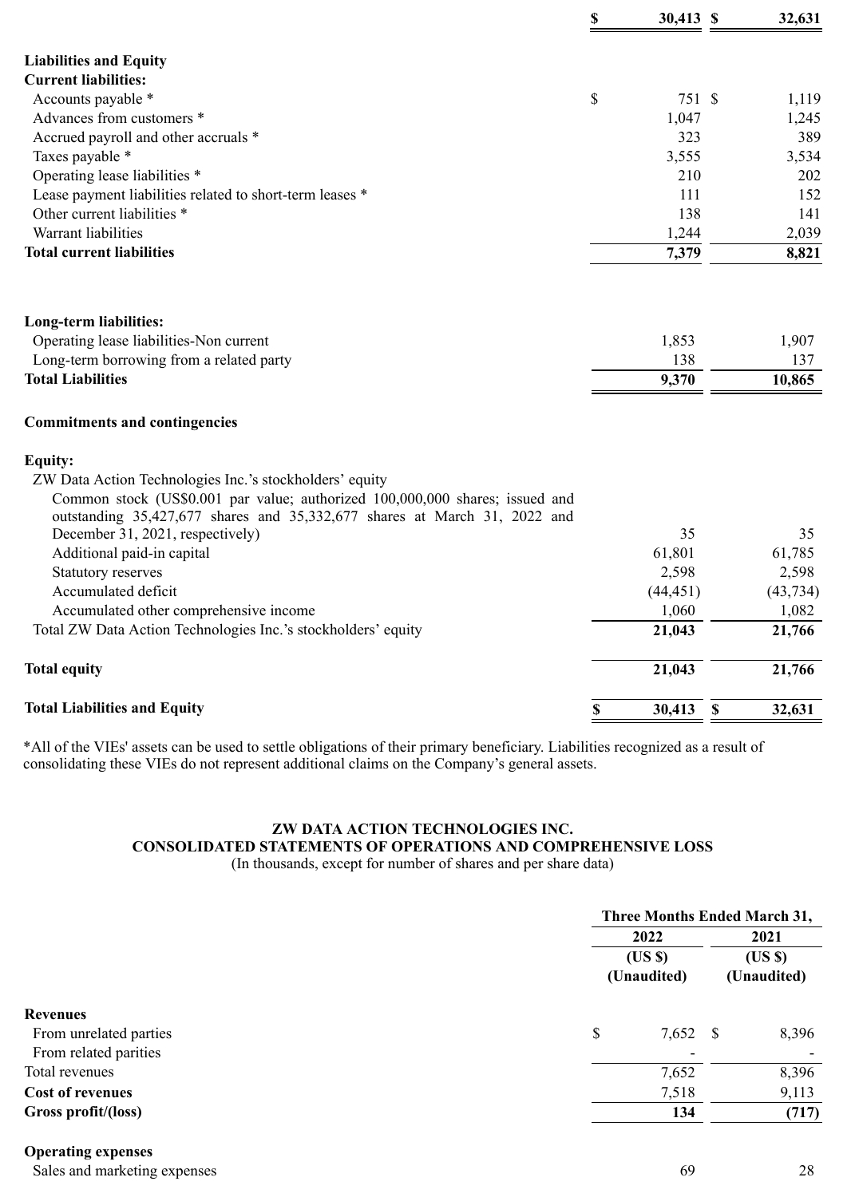| | | |
|---|---|---|
| | $ 30,413 | $ 32,631 |
| **Liabilities and Equity** | | |
| **Current liabilities:** | | |
| Accounts payable * | $ 751 | $ 1,119 |
| Advances from customers * | 1,047 | 1,245 |
| Accrued payroll and other accruals * | 323 | 389 |
| Taxes payable * | 3,555 | 3,534 |
| Operating lease liabilities * | 210 | 202 |
| Lease payment liabilities related to short-term leases * | 111 | 152 |
| Other current liabilities * | 138 | 141 |
| Warrant liabilities | 1,244 | 2,039 |
| **Total current liabilities** | **7,379** | **8,821** |
| | | |
| **Long-term liabilities:** | | |
| Operating lease liabilities-Non current | 1,853 | 1,907 |
| Long-term borrowing from a related party | 138 | 137 |
| **Total Liabilities** | **9,370** | **10,865** |
| | | |
| **Commitments and contingencies** | | |
| | | |
| **Equity:** | | |
| ZW Data Action Technologies Inc.'s stockholders' equity | | |
| Common stock (US$0.001 par value; authorized 100,000,000 shares; issued and outstanding 35,427,677 shares and 35,332,677 shares at March 31, 2022 and December 31, 2021, respectively) | 35 | 35 |
| Additional paid-in capital | 61,801 | 61,785 |
| Statutory reserves | 2,598 | 2,598 |
| Accumulated deficit | (44,451) | (43,734) |
| Accumulated other comprehensive income | 1,060 | 1,082 |
| Total ZW Data Action Technologies Inc.'s stockholders' equity | **21,043** | **21,766** |
| | | |
| **Total equity** | **21,043** | **21,766** |
| | | |
| **Total Liabilities and Equity** | **$ 30,413** | **$ 32,631** |

*All of the VIEs' assets can be used to settle obligations of their primary beneficiary. Liabilities recognized as a result of consolidating these VIEs do not represent additional claims on the Company's general assets.

**ZW DATA ACTION TECHNOLOGIES INC.**
**CONSOLIDATED STATEMENTS OF OPERATIONS AND COMPREHENSIVE LOSS**
(In thousands, except for number of shares and per share data)

| | **Three Months Ended March 31,** | |
|---|---|---|
| | **2022** | **2021** |
| | **(US $) (Unaudited)** | **(US $) (Unaudited)** |
| **Revenues** | | |
| From unrelated parties | $ 7,652 | $ 8,396 |
| From related parities | - | - |
| Total revenues | 7,652 | 8,396 |
| **Cost of revenues** | 7,518 | 9,113 |
| **Gross profit/(loss)** | **134** | **(717)** |
| | | |
| **Operating expenses** | | |
| Sales and marketing expenses | 69 | 28 |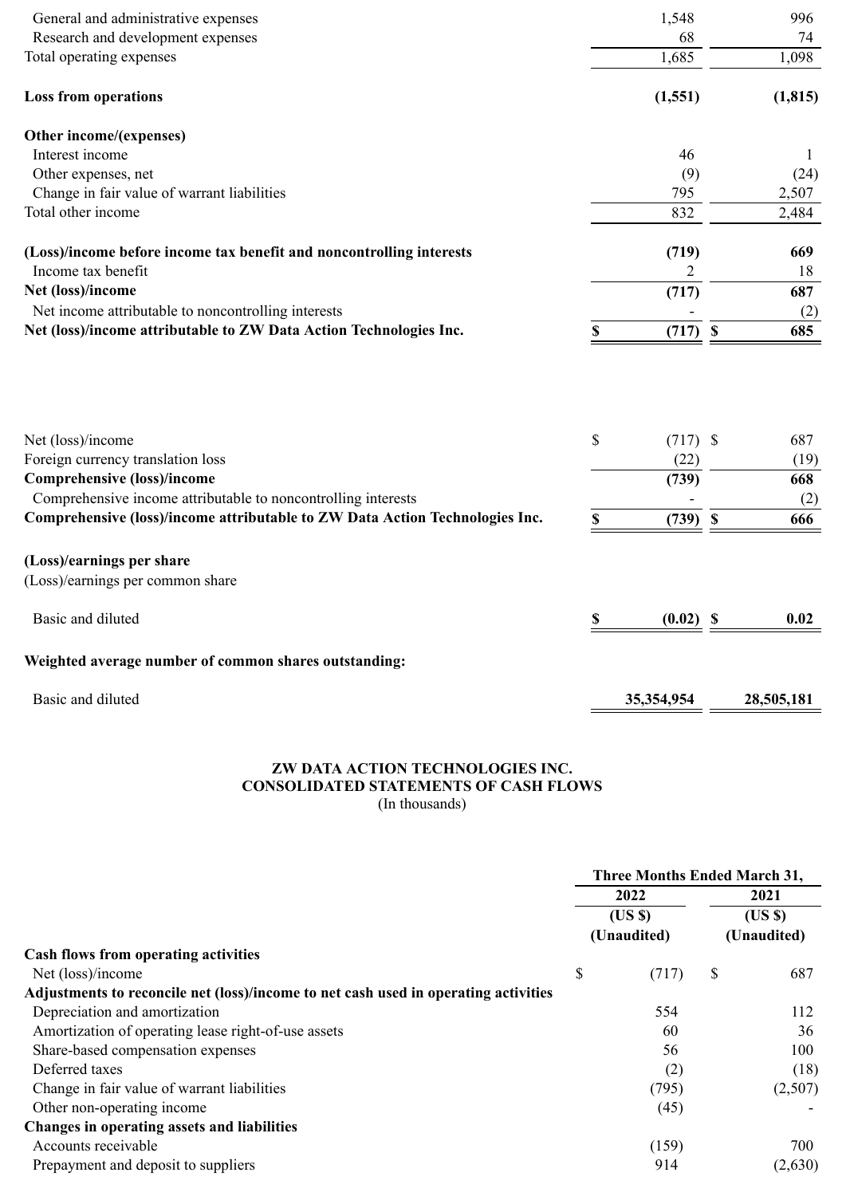| | | |
|---|---|---|
| General and administrative expenses | 1,548 | 996 |
| Research and development expenses | 68 | 74 |
| Total operating expenses | 1,685 | 1,098 |
| | | |
| **Loss from operations** | **(1,551)** | **(1,815)** |
| | | |
| **Other income/(expenses)** | | |
| Interest income | 46 | 1 |
| Other expenses, net | (9) | (24) |
| Change in fair value of warrant liabilities | 795 | 2,507 |
| Total other income | 832 | 2,484 |
| | | |
| **(Loss)/income before income tax benefit and noncontrolling interests** | **(719)** | **669** |
| Income tax benefit | 2 | 18 |
| **Net (loss)/income** | **(717)** | **687** |
| Net income attributable to noncontrolling interests | - | (2) |
| **Net (loss)/income attributable to ZW Data Action Technologies Inc.** | **$ (717)** | **$ 685** |

| | | |
|---|---|---|
| Net (loss)/income | $ (717) | $ 687 |
| Foreign currency translation loss | (22) | (19) |
| **Comprehensive (loss)/income** | **(739)** | **668** |
| Comprehensive income attributable to noncontrolling interests | - | (2) |
| **Comprehensive (loss)/income attributable to ZW Data Action Technologies Inc.** | **$ (739)** | **$ 666** |
| | | |
| **(Loss)/earnings per share** | | |
| (Loss)/earnings per common share | | |
| Basic and diluted | **$ (0.02)** | **$ 0.02** |
| | | |
| **Weighted average number of common shares outstanding:** | | |
| Basic and diluted | **35,354,954** | **28,505,181** |

# ZW DATA ACTION TECHNOLOGIES INC.
# CONSOLIDATED STATEMENTS OF CASH FLOWS
(In thousands)

| | Three Months Ended March 31, | |
|---|---|---|
| | 2022 | 2021 |
| | (US $) (Unaudited) | (US $) (Unaudited) |
| **Cash flows from operating activities** | | |
| Net (loss)/income | $ (717) | $ 687 |
| **Adjustments to reconcile net (loss)/income to net cash used in operating activities** | | |
| Depreciation and amortization | 554 | 112 |
| Amortization of operating lease right-of-use assets | 60 | 36 |
| Share-based compensation expenses | 56 | 100 |
| Deferred taxes | (2) | (18) |
| Change in fair value of warrant liabilities | (795) | (2,507) |
| Other non-operating income | (45) | - |
| **Changes in operating assets and liabilities** | | |
| Accounts receivable | (159) | 700 |
| Prepayment and deposit to suppliers | 914 | (2,630) |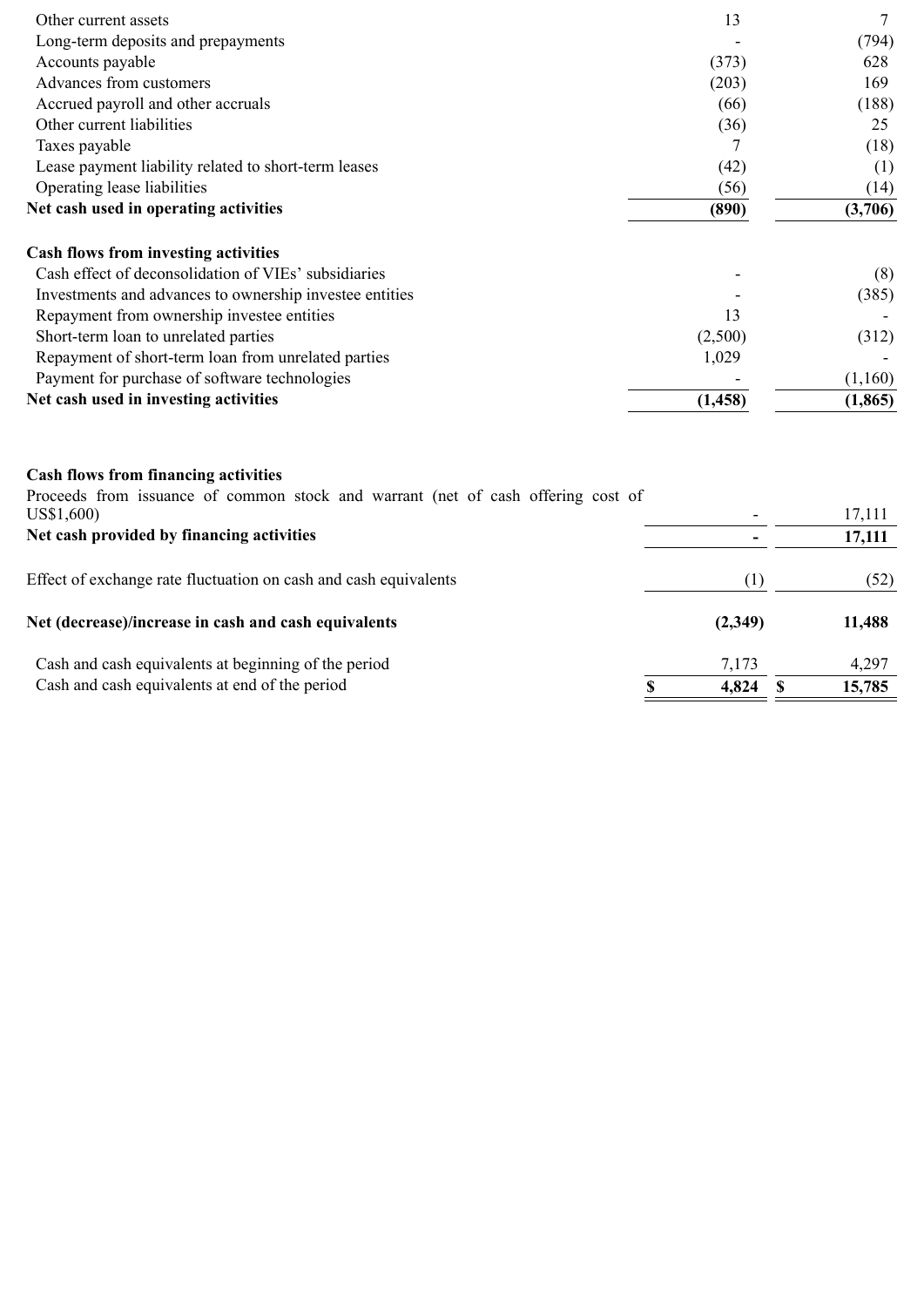| | | |
|---|---|---|
| Other current assets | 13 | 7 |
| Long-term deposits and prepayments | - | (794) |
| Accounts payable | (373) | 628 |
| Advances from customers | (203) | 169 |
| Accrued payroll and other accruals | (66) | (188) |
| Other current liabilities | (36) | 25 |
| Taxes payable | 7 | (18) |
| Lease payment liability related to short-term leases | (42) | (1) |
| Operating lease liabilities | (56) | (14) |
| **Net cash used in operating activities** | **(890)** | **(3,706)** |
| | | |
| **Cash flows from investing activities** | | |
| Cash effect of deconsolidation of VIEs' subsidiaries | - | (8) |
| Investments and advances to ownership investee entities | - | (385) |
| Repayment from ownership investee entities | 13 | - |
| Short-term loan to unrelated parties | (2,500) | (312) |
| Repayment of short-term loan from unrelated parties | 1,029 | - |
| Payment for purchase of software technologies | - | (1,160) |
| **Net cash used in investing activities** | **(1,458)** | **(1,865)** |
| | | |
| **Cash flows from financing activities** | | |
| Proceeds from issuance of common stock and warrant (net of cash offering cost of US$1,600) | - | 17,111 |
| **Net cash provided by financing activities** | **-** | **17,111** |
| | | |
| Effect of exchange rate fluctuation on cash and cash equivalents | (1) | (52) |
| | | |
| **Net (decrease)/increase in cash and cash equivalents** | **(2,349)** | **11,488** |
| | | |
| Cash and cash equivalents at beginning of the period | 7,173 | 4,297 |
| Cash and cash equivalents at end of the period | $ **4,824** | $ **15,785** |